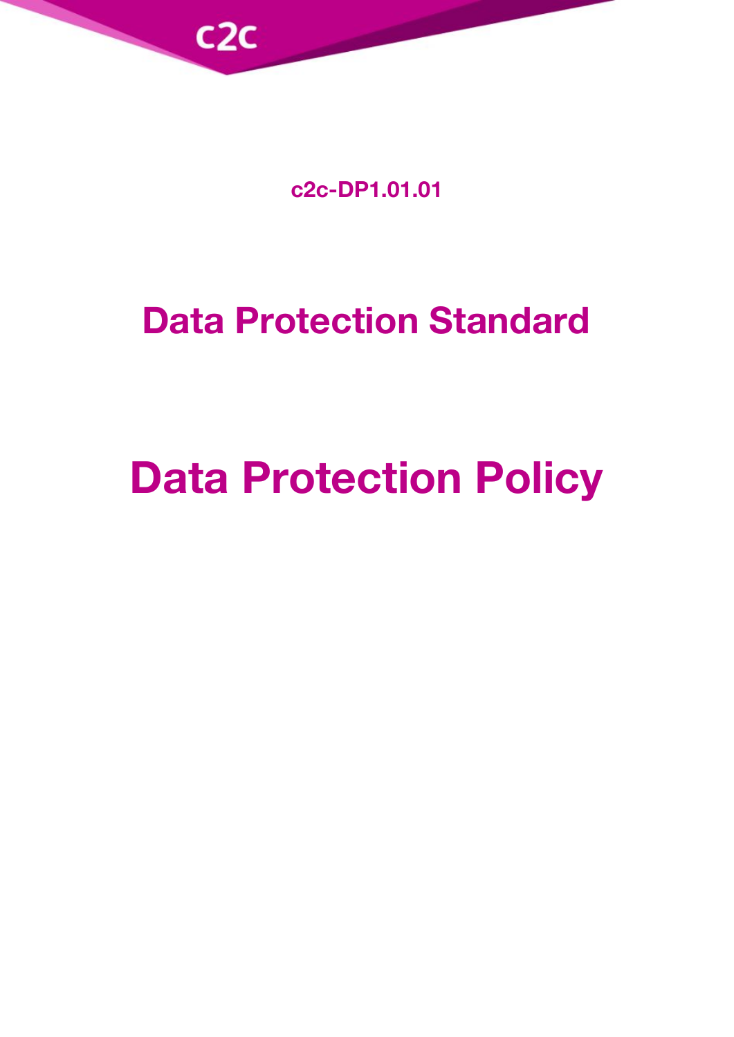c2c-DP1.01.01

## Data Protection Standard

# Data Protection Policy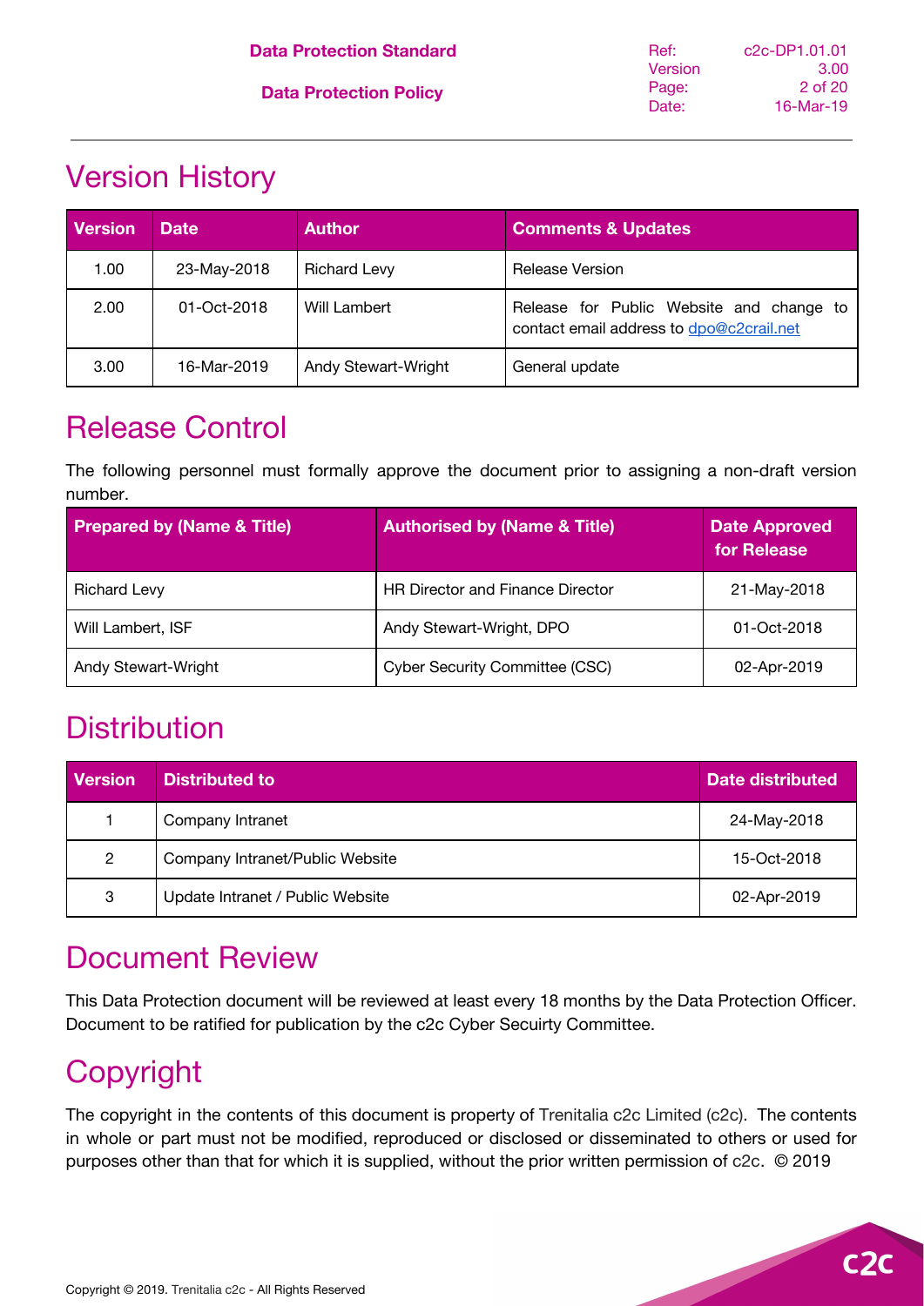# Version History

| Version | Date | Author | Comments & Updates |
|---|---|---|---|
| 1.00 | 23-May-2018 | Richard Levy | Release Version |
| 2.00 | 01-Oct-2018 | Will Lambert | Release for Public Website and change to contact email address to dpo@c2crail.net |
| 3.00 | 16-Mar-2019 | Andy Stewart-Wright | General update |

# Release Control

The following personnel must formally approve the document prior to assigning a non-draft version number.

| Prepared by (Name & Title) | Authorised by (Name & Title) | Date Approved for Release |
|---|---|---|
| Richard Levy | HR Director and Finance Director | 21-May-2018 |
| Will Lambert, ISF | Andy Stewart-Wright, DPO | 01-Oct-2018 |
| Andy Stewart-Wright | Cyber Security Committee (CSC) | 02-Apr-2019 |

# Distribution

| Version | Distributed to | Date distributed |
|---|---|---|
| 1 | Company Intranet | 24-May-2018 |
| 2 | Company Intranet/Public Website | 15-Oct-2018 |
| 3 | Update Intranet / Public Website | 02-Apr-2019 |

# Document Review

This Data Protection document will be reviewed at least every 18 months by the Data Protection Officer. Document to be ratified for publication by the c2c Cyber Secuirty Committee.

# Copyright

The copyright in the contents of this document is property of Trenitalia c2c Limited (c2c). The contents in whole or part must not be modified, reproduced or disclosed or disseminated to others or used for purposes other than that for which it is supplied, without the prior written permission of c2c. © 2019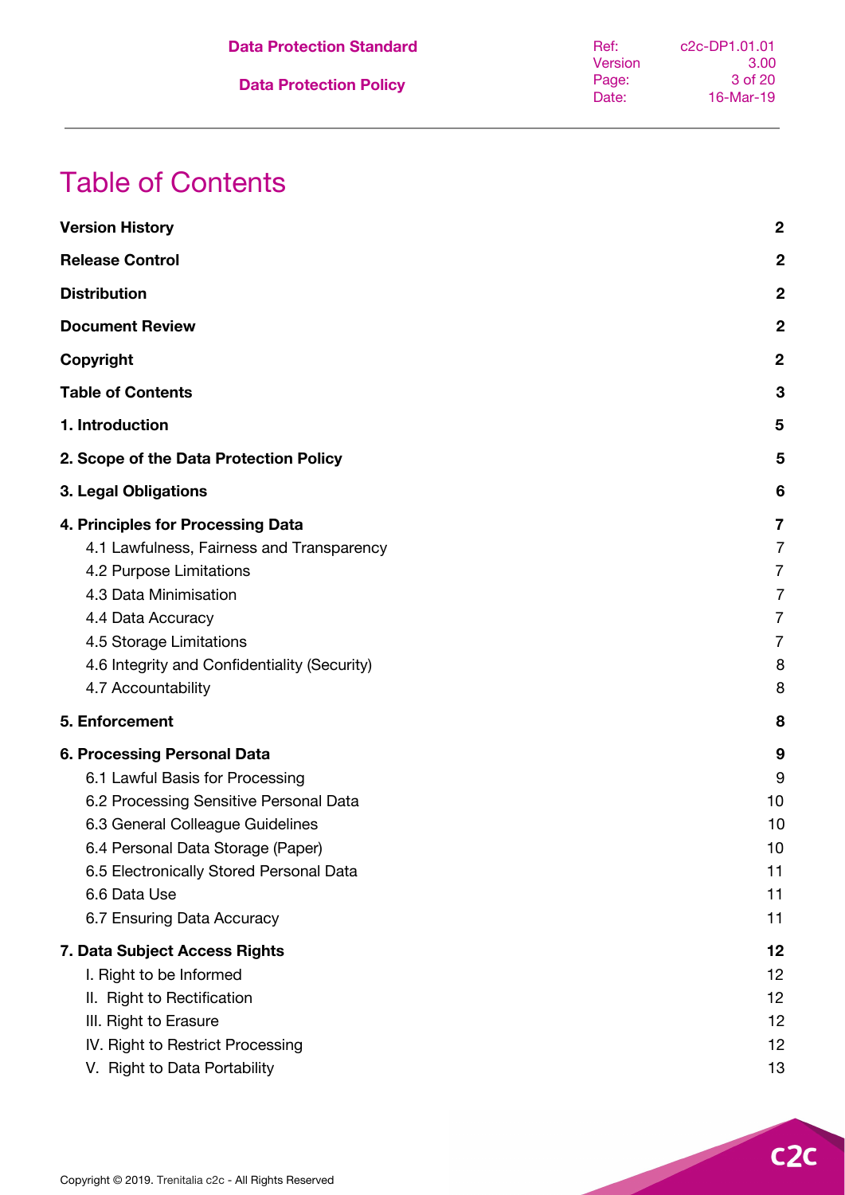# Table of Contents

| | |
|---|---|
| **Version History** | **2** |
| **Release Control** | **2** |
| **Distribution** | **2** |
| **Document Review** | **2** |
| **Copyright** | **2** |
| **Table of Contents** | **3** |
| **1. Introduction** | **5** |
| **2. Scope of the Data Protection Policy** | **5** |
| **3. Legal Obligations** | **6** |
| **4. Principles for Processing Data** | **7** |
| 4.1 Lawfulness, Fairness and Transparency | 7 |
| 4.2 Purpose Limitations | 7 |
| 4.3 Data Minimisation | 7 |
| 4.4 Data Accuracy | 7 |
| 4.5 Storage Limitations | 7 |
| 4.6 Integrity and Confidentiality (Security) | 8 |
| 4.7 Accountability | 8 |
| **5. Enforcement** | **8** |
| **6. Processing Personal Data** | **9** |
| 6.1 Lawful Basis for Processing | 9 |
| 6.2 Processing Sensitive Personal Data | 10 |
| 6.3 General Colleague Guidelines | 10 |
| 6.4 Personal Data Storage (Paper) | 10 |
| 6.5 Electronically Stored Personal Data | 11 |
| 6.6 Data Use | 11 |
| 6.7 Ensuring Data Accuracy | 11 |
| **7. Data Subject Access Rights** | **12** |
| I. Right to be Informed | 12 |
| II. Right to Rectification | 12 |
| III. Right to Erasure | 12 |
| IV. Right to Restrict Processing | 12 |
| V. Right to Data Portability | 13 |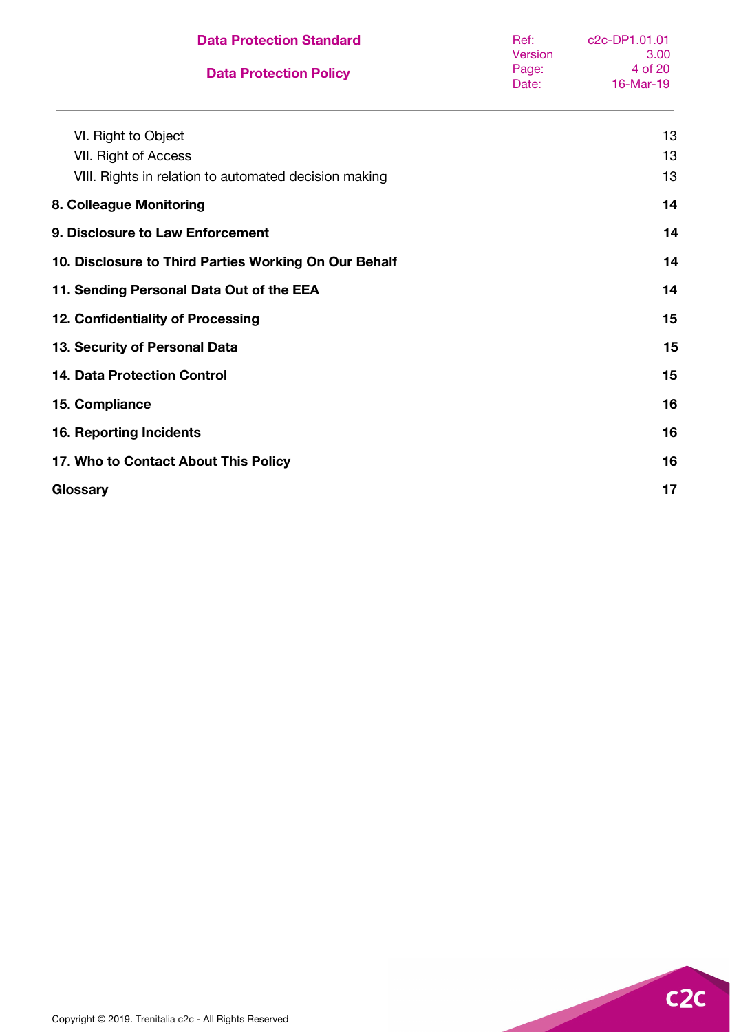| | |
|---|---|
| VI. Right to Object | 13 |
| VII. Right of Access | 13 |
| VIII. Rights in relation to automated decision making | 13 |
| **8. Colleague Monitoring** | **14** |
| **9. Disclosure to Law Enforcement** | **14** |
| **10. Disclosure to Third Parties Working On Our Behalf** | **14** |
| **11. Sending Personal Data Out of the EEA** | **14** |
| **12. Confidentiality of Processing** | **15** |
| **13. Security of Personal Data** | **15** |
| **14. Data Protection Control** | **15** |
| **15. Compliance** | **16** |
| **16. Reporting Incidents** | **16** |
| **17. Who to Contact About This Policy** | **16** |
| **Glossary** | **17** |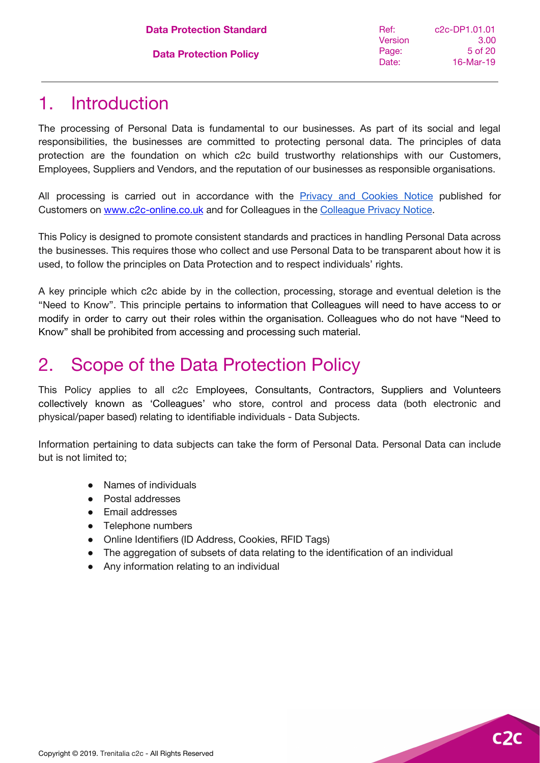# 1. Introduction

The processing of Personal Data is fundamental to our businesses. As part of its social and legal responsibilities, the businesses are committed to protecting personal data. The principles of data protection are the foundation on which c2c build trustworthy relationships with our Customers, Employees, Suppliers and Vendors, and the reputation of our businesses as responsible organisations.

All processing is carried out in accordance with the Privacy and Cookies Notice published for Customers on www.c2c-online.co.uk and for Colleagues in the Colleague Privacy Notice.

This Policy is designed to promote consistent standards and practices in handling Personal Data across the businesses. This requires those who collect and use Personal Data to be transparent about how it is used, to follow the principles on Data Protection and to respect individuals' rights.

A key principle which c2c abide by in the collection, processing, storage and eventual deletion is the "Need to Know". This principle pertains to information that Colleagues will need to have access to or modify in order to carry out their roles within the organisation. Colleagues who do not have "Need to Know" shall be prohibited from accessing and processing such material.

# 2. Scope of the Data Protection Policy

This Policy applies to all c2c Employees, Consultants, Contractors, Suppliers and Volunteers collectively known as 'Colleagues' who store, control and process data (both electronic and physical/paper based) relating to identifiable individuals - Data Subjects.

Information pertaining to data subjects can take the form of Personal Data. Personal Data can include but is not limited to;

- Names of individuals
- Postal addresses
- Email addresses
- Telephone numbers
- Online Identifiers (ID Address, Cookies, RFID Tags)
- The aggregation of subsets of data relating to the identification of an individual
- Any information relating to an individual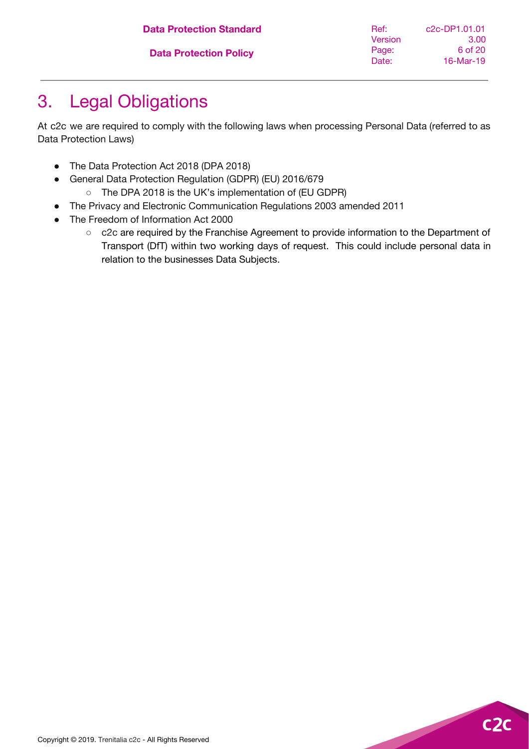# 3. Legal Obligations

At c2c we are required to comply with the following laws when processing Personal Data (referred to as Data Protection Laws)

- The Data Protection Act 2018 (DPA 2018)
- General Data Protection Regulation (GDPR) (EU) 2016/679
  - The DPA 2018 is the UK's implementation of (EU GDPR)
- The Privacy and Electronic Communication Regulations 2003 amended 2011
- The Freedom of Information Act 2000
  - c2c are required by the Franchise Agreement to provide information to the Department of Transport (DfT) within two working days of request. This could include personal data in relation to the businesses Data Subjects.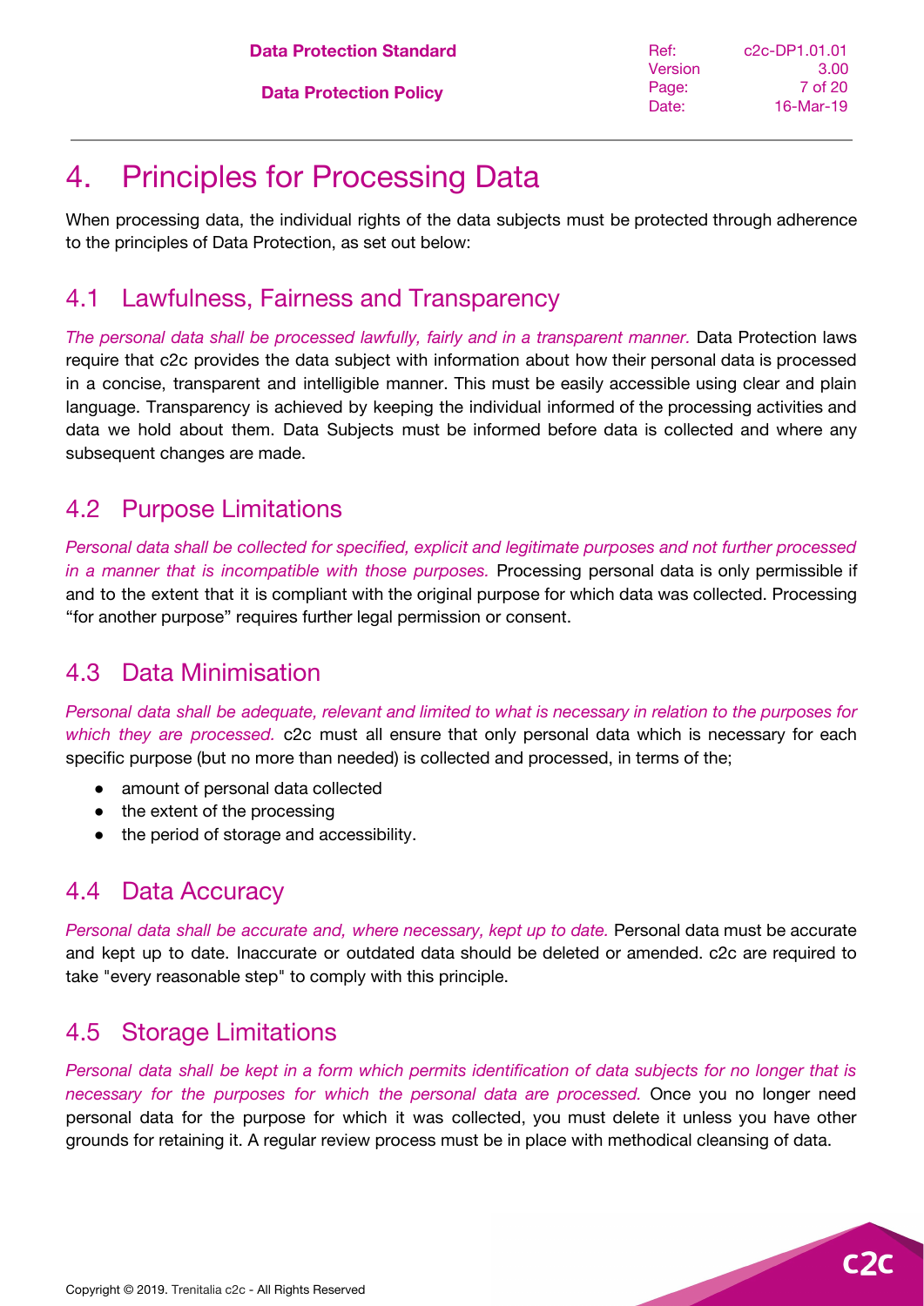# 4. Principles for Processing Data

When processing data, the individual rights of the data subjects must be protected through adherence to the principles of Data Protection, as set out below:

## 4.1 Lawfulness, Fairness and Transparency

*The personal data shall be processed lawfully, fairly and in a transparent manner.* Data Protection laws require that c2c provides the data subject with information about how their personal data is processed in a concise, transparent and intelligible manner. This must be easily accessible using clear and plain language. Transparency is achieved by keeping the individual informed of the processing activities and data we hold about them. Data Subjects must be informed before data is collected and where any subsequent changes are made.

## 4.2 Purpose Limitations

*Personal data shall be collected for specified, explicit and legitimate purposes and not further processed in a manner that is incompatible with those purposes.* Processing personal data is only permissible if and to the extent that it is compliant with the original purpose for which data was collected. Processing "for another purpose" requires further legal permission or consent.

## 4.3 Data Minimisation

*Personal data shall be adequate, relevant and limited to what is necessary in relation to the purposes for which they are processed.* c2c must all ensure that only personal data which is necessary for each specific purpose (but no more than needed) is collected and processed, in terms of the;

- amount of personal data collected
- the extent of the processing
- the period of storage and accessibility.

## 4.4 Data Accuracy

*Personal data shall be accurate and, where necessary, kept up to date.* Personal data must be accurate and kept up to date. Inaccurate or outdated data should be deleted or amended. c2c are required to take "every reasonable step" to comply with this principle.

## 4.5 Storage Limitations

*Personal data shall be kept in a form which permits identification of data subjects for no longer that is necessary for the purposes for which the personal data are processed.* Once you no longer need personal data for the purpose for which it was collected, you must delete it unless you have other grounds for retaining it. A regular review process must be in place with methodical cleansing of data.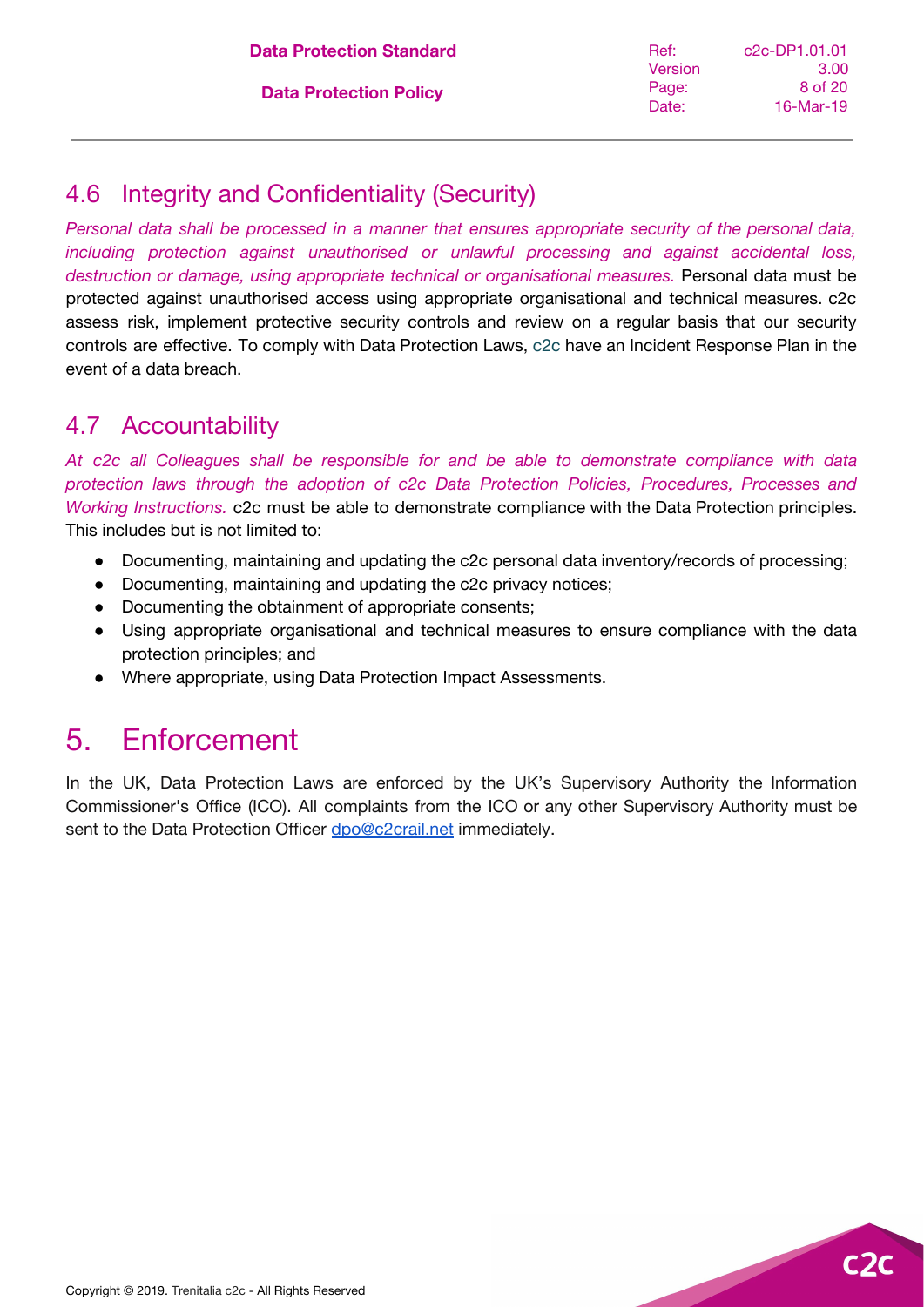## 4.6 Integrity and Confidentiality (Security)

*Personal data shall be processed in a manner that ensures appropriate security of the personal data, including protection against unauthorised or unlawful processing and against accidental loss, destruction or damage, using appropriate technical or organisational measures.* Personal data must be protected against unauthorised access using appropriate organisational and technical measures. c2c assess risk, implement protective security controls and review on a regular basis that our security controls are effective. To comply with Data Protection Laws, c2c have an Incident Response Plan in the event of a data breach.

## 4.7 Accountability

*At c2c all Colleagues shall be responsible for and be able to demonstrate compliance with data protection laws through the adoption of c2c Data Protection Policies, Procedures, Processes and Working Instructions.* c2c must be able to demonstrate compliance with the Data Protection principles. This includes but is not limited to:

- Documenting, maintaining and updating the c2c personal data inventory/records of processing;
- Documenting, maintaining and updating the c2c privacy notices;
- Documenting the obtainment of appropriate consents;
- Using appropriate organisational and technical measures to ensure compliance with the data protection principles; and
- Where appropriate, using Data Protection Impact Assessments.

# 5. Enforcement

In the UK, Data Protection Laws are enforced by the UK's Supervisory Authority the Information Commissioner's Office (ICO). All complaints from the ICO or any other Supervisory Authority must be sent to the Data Protection Officer [dpo@c2crail.net](mailto:dpo@c2crail.net) immediately.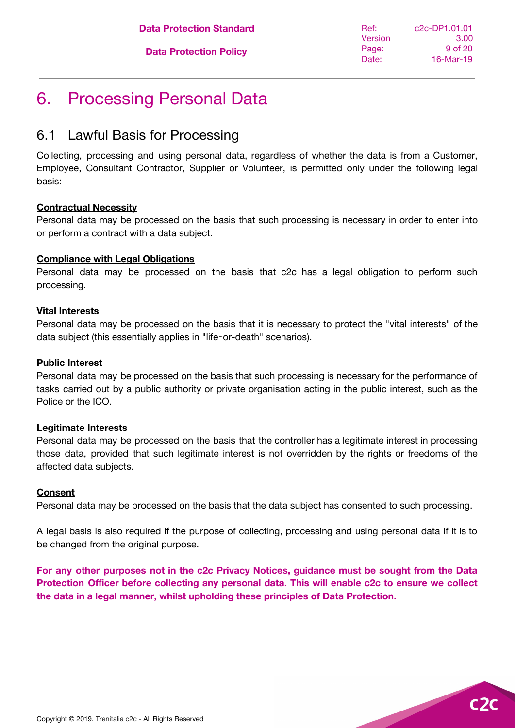# 6. Processing Personal Data

## 6.1 Lawful Basis for Processing

Collecting, processing and using personal data, regardless of whether the data is from a Customer, Employee, Consultant Contractor, Supplier or Volunteer, is permitted only under the following legal basis:

**Contractual Necessity**

Personal data may be processed on the basis that such processing is necessary in order to enter into or perform a contract with a data subject.

**Compliance with Legal Obligations**

Personal data may be processed on the basis that c2c has a legal obligation to perform such processing.

**Vital Interests**

Personal data may be processed on the basis that it is necessary to protect the "vital interests" of the data subject (this essentially applies in "life‑or‑death" scenarios).

**Public Interest**

Personal data may be processed on the basis that such processing is necessary for the performance of tasks carried out by a public authority or private organisation acting in the public interest, such as the Police or the ICO.

**Legitimate Interests**

Personal data may be processed on the basis that the controller has a legitimate interest in processing those data, provided that such legitimate interest is not overridden by the rights or freedoms of the affected data subjects.

**Consent**

Personal data may be processed on the basis that the data subject has consented to such processing.

A legal basis is also required if the purpose of collecting, processing and using personal data if it is to be changed from the original purpose.

**For any other purposes not in the c2c Privacy Notices, guidance must be sought from the Data Protection Officer before collecting any personal data. This will enable c2c to ensure we collect the data in a legal manner, whilst upholding these principles of Data Protection.**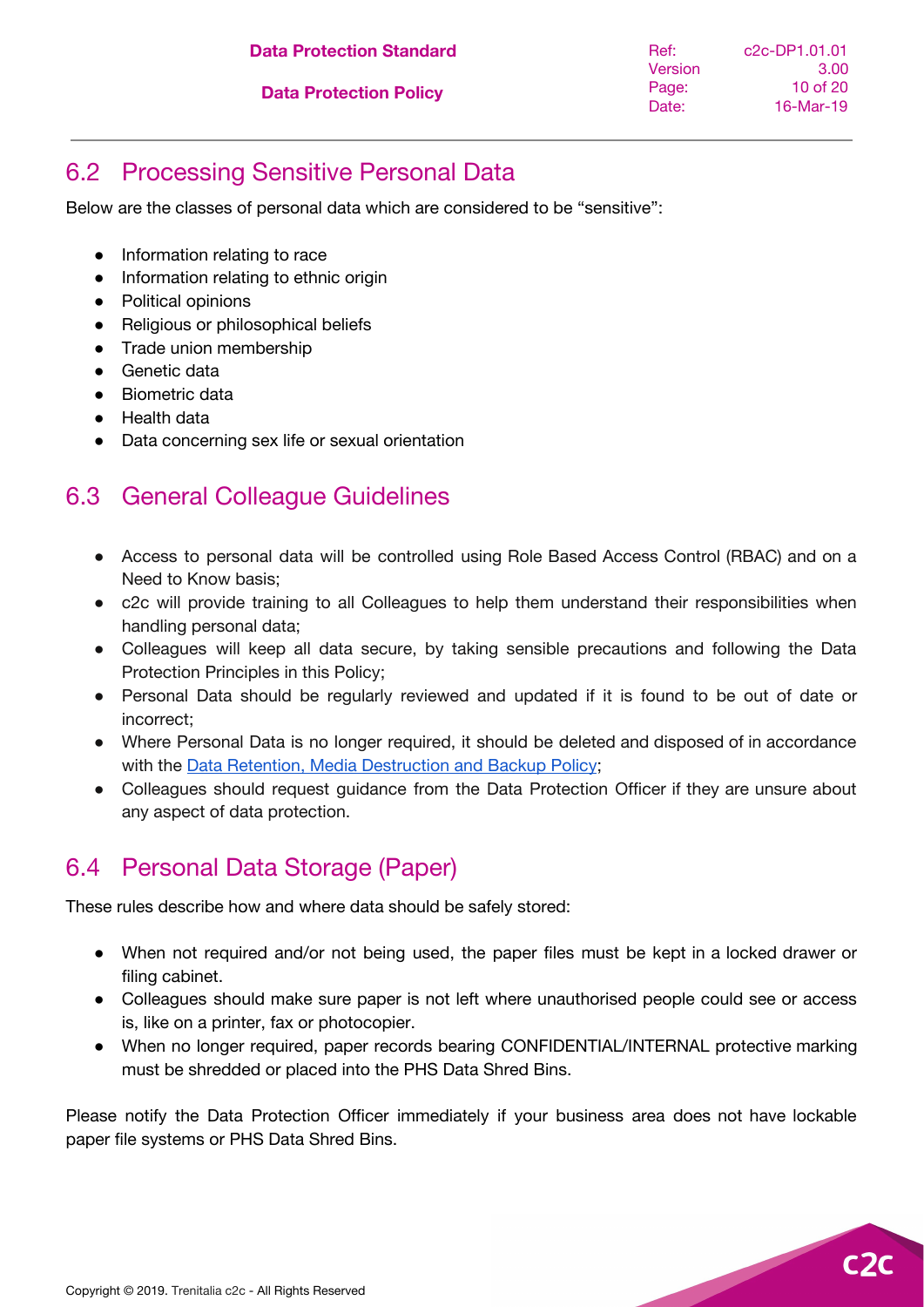## 6.2 Processing Sensitive Personal Data

Below are the classes of personal data which are considered to be "sensitive":

- Information relating to race
- Information relating to ethnic origin
- Political opinions
- Religious or philosophical beliefs
- Trade union membership
- Genetic data
- Biometric data
- Health data
- Data concerning sex life or sexual orientation

## 6.3 General Colleague Guidelines

- Access to personal data will be controlled using Role Based Access Control (RBAC) and on a Need to Know basis;
- c2c will provide training to all Colleagues to help them understand their responsibilities when handling personal data;
- Colleagues will keep all data secure, by taking sensible precautions and following the Data Protection Principles in this Policy;
- Personal Data should be regularly reviewed and updated if it is found to be out of date or incorrect;
- Where Personal Data is no longer required, it should be deleted and disposed of in accordance with the Data Retention, Media Destruction and Backup Policy;
- Colleagues should request guidance from the Data Protection Officer if they are unsure about any aspect of data protection.

## 6.4 Personal Data Storage (Paper)

These rules describe how and where data should be safely stored:

- When not required and/or not being used, the paper files must be kept in a locked drawer or filing cabinet.
- Colleagues should make sure paper is not left where unauthorised people could see or access is, like on a printer, fax or photocopier.
- When no longer required, paper records bearing CONFIDENTIAL/INTERNAL protective marking must be shredded or placed into the PHS Data Shred Bins.

Please notify the Data Protection Officer immediately if your business area does not have lockable paper file systems or PHS Data Shred Bins.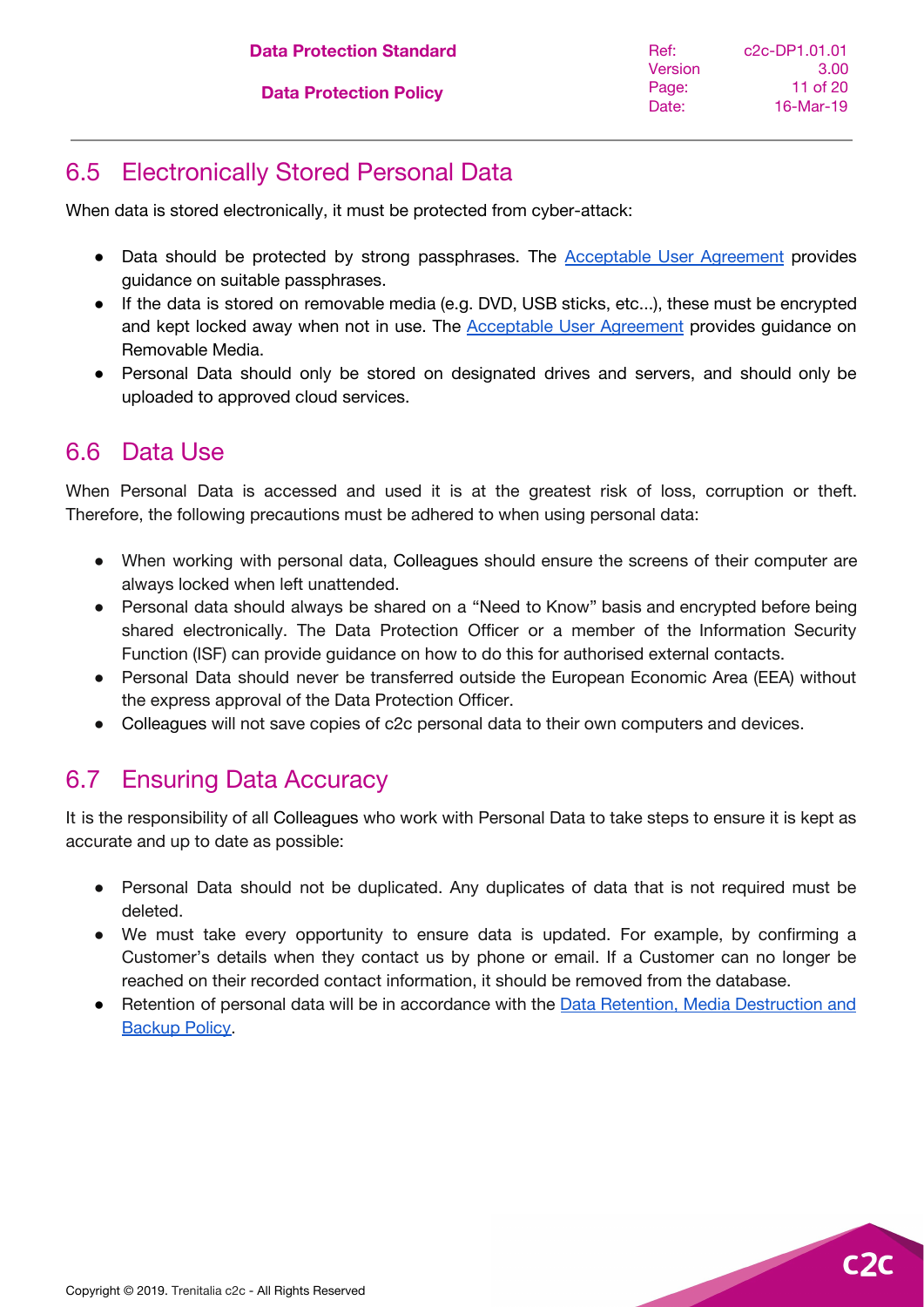## 6.5 Electronically Stored Personal Data

When data is stored electronically, it must be protected from cyber-attack:

- Data should be protected by strong passphrases. The Acceptable User Agreement provides guidance on suitable passphrases.
- If the data is stored on removable media (e.g. DVD, USB sticks, etc...), these must be encrypted and kept locked away when not in use. The Acceptable User Agreement provides guidance on Removable Media.
- Personal Data should only be stored on designated drives and servers, and should only be uploaded to approved cloud services.

## 6.6 Data Use

When Personal Data is accessed and used it is at the greatest risk of loss, corruption or theft. Therefore, the following precautions must be adhered to when using personal data:

- When working with personal data, Colleagues should ensure the screens of their computer are always locked when left unattended.
- Personal data should always be shared on a "Need to Know" basis and encrypted before being shared electronically. The Data Protection Officer or a member of the Information Security Function (ISF) can provide guidance on how to do this for authorised external contacts.
- Personal Data should never be transferred outside the European Economic Area (EEA) without the express approval of the Data Protection Officer.
- Colleagues will not save copies of c2c personal data to their own computers and devices.

## 6.7 Ensuring Data Accuracy

It is the responsibility of all Colleagues who work with Personal Data to take steps to ensure it is kept as accurate and up to date as possible:

- Personal Data should not be duplicated. Any duplicates of data that is not required must be deleted.
- We must take every opportunity to ensure data is updated. For example, by confirming a Customer's details when they contact us by phone or email. If a Customer can no longer be reached on their recorded contact information, it should be removed from the database.
- Retention of personal data will be in accordance with the Data Retention, Media Destruction and Backup Policy.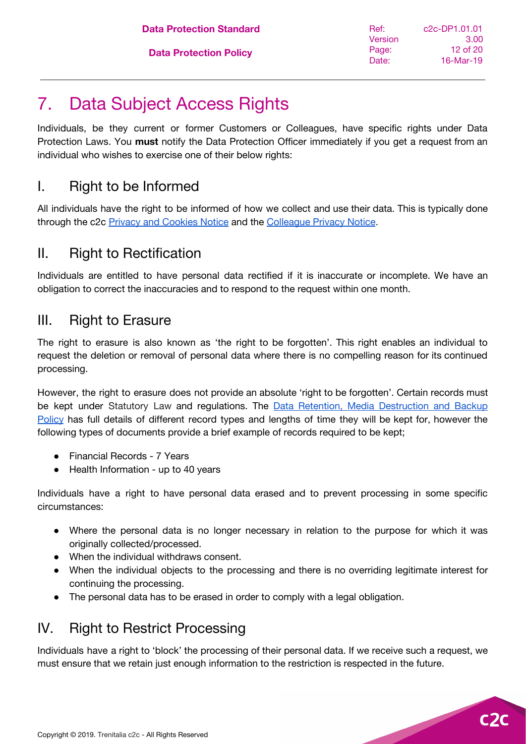# 7. Data Subject Access Rights

Individuals, be they current or former Customers or Colleagues, have specific rights under Data Protection Laws. You **must** notify the Data Protection Officer immediately if you get a request from an individual who wishes to exercise one of their below rights:

## I. Right to be Informed

All individuals have the right to be informed of how we collect and use their data. This is typically done through the c2c Privacy and Cookies Notice and the Colleague Privacy Notice.

## II. Right to Rectification

Individuals are entitled to have personal data rectified if it is inaccurate or incomplete. We have an obligation to correct the inaccuracies and to respond to the request within one month.

## III. Right to Erasure

The right to erasure is also known as 'the right to be forgotten'. This right enables an individual to request the deletion or removal of personal data where there is no compelling reason for its continued processing.

However, the right to erasure does not provide an absolute 'right to be forgotten'. Certain records must be kept under Statutory Law and regulations. The Data Retention, Media Destruction and Backup Policy has full details of different record types and lengths of time they will be kept for, however the following types of documents provide a brief example of records required to be kept;

- Financial Records - 7 Years
- Health Information - up to 40 years

Individuals have a right to have personal data erased and to prevent processing in some specific circumstances:

- Where the personal data is no longer necessary in relation to the purpose for which it was originally collected/processed.
- When the individual withdraws consent.
- When the individual objects to the processing and there is no overriding legitimate interest for continuing the processing.
- The personal data has to be erased in order to comply with a legal obligation.

## IV. Right to Restrict Processing

Individuals have a right to 'block' the processing of their personal data. If we receive such a request, we must ensure that we retain just enough information to the restriction is respected in the future.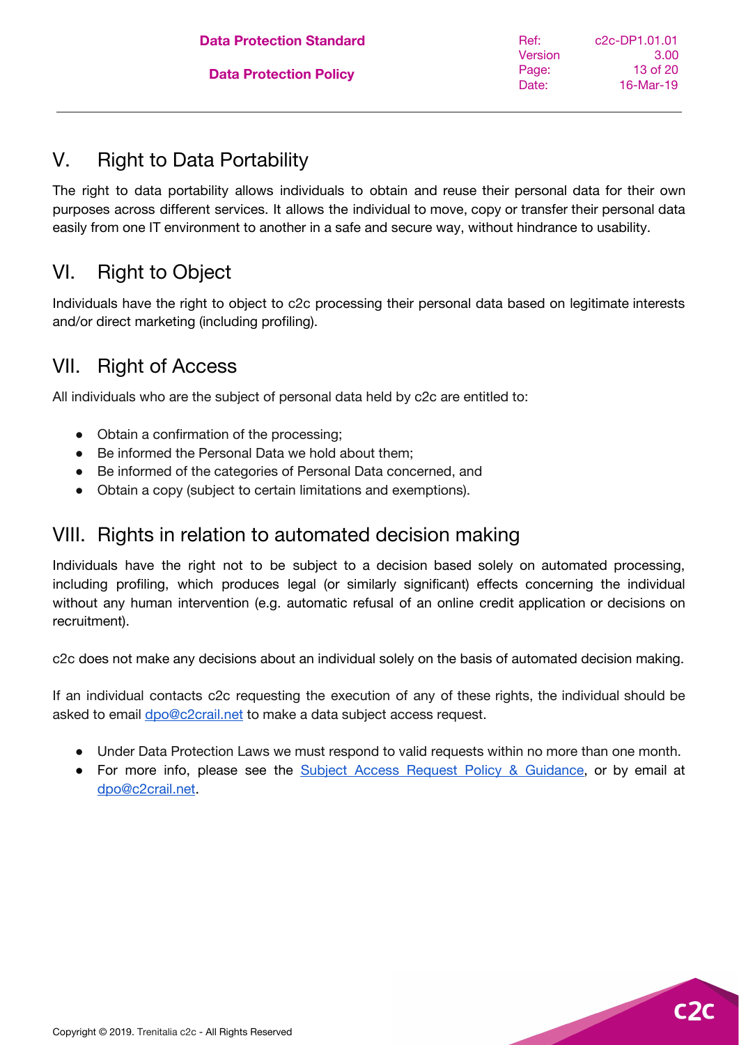## V. Right to Data Portability

The right to data portability allows individuals to obtain and reuse their personal data for their own purposes across different services. It allows the individual to move, copy or transfer their personal data easily from one IT environment to another in a safe and secure way, without hindrance to usability.

## VI. Right to Object

Individuals have the right to object to c2c processing their personal data based on legitimate interests and/or direct marketing (including profiling).

## VII. Right of Access

All individuals who are the subject of personal data held by c2c are entitled to:

- Obtain a confirmation of the processing;
- Be informed the Personal Data we hold about them;
- Be informed of the categories of Personal Data concerned, and
- Obtain a copy (subject to certain limitations and exemptions).

## VIII. Rights in relation to automated decision making

Individuals have the right not to be subject to a decision based solely on automated processing, including profiling, which produces legal (or similarly significant) effects concerning the individual without any human intervention (e.g. automatic refusal of an online credit application or decisions on recruitment).

c2c does not make any decisions about an individual solely on the basis of automated decision making.

If an individual contacts c2c requesting the execution of any of these rights, the individual should be asked to email [dpo@c2crail.net](mailto:dpo@c2crail.net) to make a data subject access request.

- Under Data Protection Laws we must respond to valid requests within no more than one month.
- For more info, please see the Subject Access Request Policy & Guidance, or by email at [dpo@c2crail.net](mailto:dpo@c2crail.net).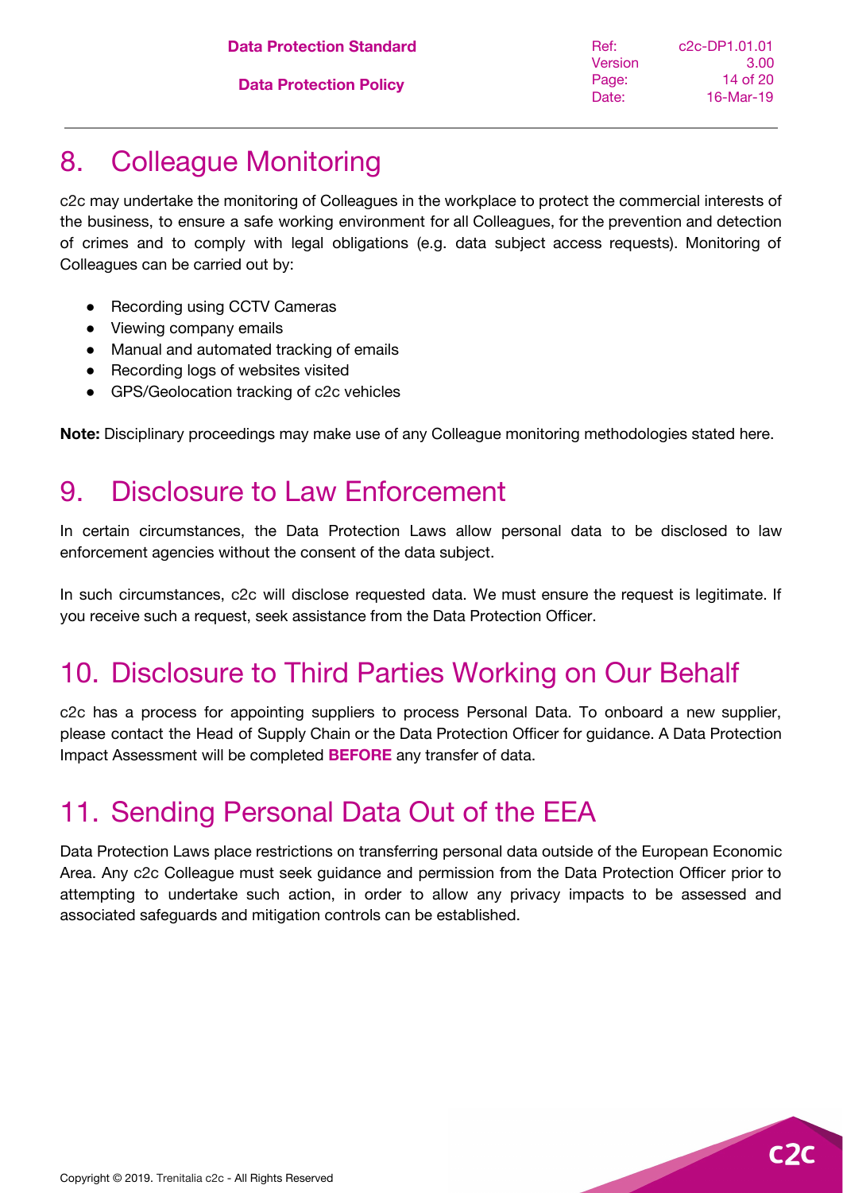## 8. Colleague Monitoring

c2c may undertake the monitoring of Colleagues in the workplace to protect the commercial interests of the business, to ensure a safe working environment for all Colleagues, for the prevention and detection of crimes and to comply with legal obligations (e.g. data subject access requests). Monitoring of Colleagues can be carried out by:

- Recording using CCTV Cameras
- Viewing company emails
- Manual and automated tracking of emails
- Recording logs of websites visited
- GPS/Geolocation tracking of c2c vehicles

**Note:** Disciplinary proceedings may make use of any Colleague monitoring methodologies stated here.

## 9. Disclosure to Law Enforcement

In certain circumstances, the Data Protection Laws allow personal data to be disclosed to law enforcement agencies without the consent of the data subject.

In such circumstances, c2c will disclose requested data. We must ensure the request is legitimate. If you receive such a request, seek assistance from the Data Protection Officer.

## 10. Disclosure to Third Parties Working on Our Behalf

c2c has a process for appointing suppliers to process Personal Data. To onboard a new supplier, please contact the Head of Supply Chain or the Data Protection Officer for guidance. A Data Protection Impact Assessment will be completed **BEFORE** any transfer of data.

## 11. Sending Personal Data Out of the EEA

Data Protection Laws place restrictions on transferring personal data outside of the European Economic Area. Any c2c Colleague must seek guidance and permission from the Data Protection Officer prior to attempting to undertake such action, in order to allow any privacy impacts to be assessed and associated safeguards and mitigation controls can be established.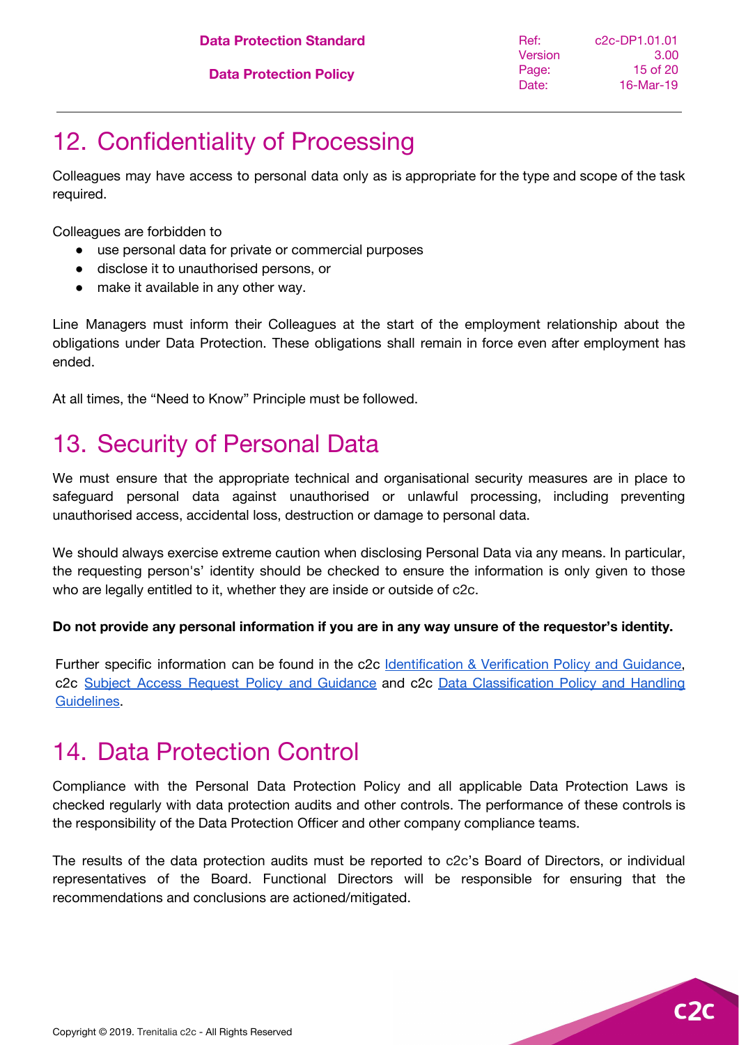## 12. Confidentiality of Processing

Colleagues may have access to personal data only as is appropriate for the type and scope of the task required.

Colleagues are forbidden to

- use personal data for private or commercial purposes
- disclose it to unauthorised persons, or
- make it available in any other way.

Line Managers must inform their Colleagues at the start of the employment relationship about the obligations under Data Protection. These obligations shall remain in force even after employment has ended.

At all times, the "Need to Know" Principle must be followed.

## 13. Security of Personal Data

We must ensure that the appropriate technical and organisational security measures are in place to safeguard personal data against unauthorised or unlawful processing, including preventing unauthorised access, accidental loss, destruction or damage to personal data.

We should always exercise extreme caution when disclosing Personal Data via any means. In particular, the requesting person's' identity should be checked to ensure the information is only given to those who are legally entitled to it, whether they are inside or outside of c2c.

**Do not provide any personal information if you are in any way unsure of the requestor's identity.**

Further specific information can be found in the c2c Identification & Verification Policy and Guidance, c2c Subject Access Request Policy and Guidance and c2c Data Classification Policy and Handling Guidelines.

## 14. Data Protection Control

Compliance with the Personal Data Protection Policy and all applicable Data Protection Laws is checked regularly with data protection audits and other controls. The performance of these controls is the responsibility of the Data Protection Officer and other company compliance teams.

The results of the data protection audits must be reported to c2c's Board of Directors, or individual representatives of the Board. Functional Directors will be responsible for ensuring that the recommendations and conclusions are actioned/mitigated.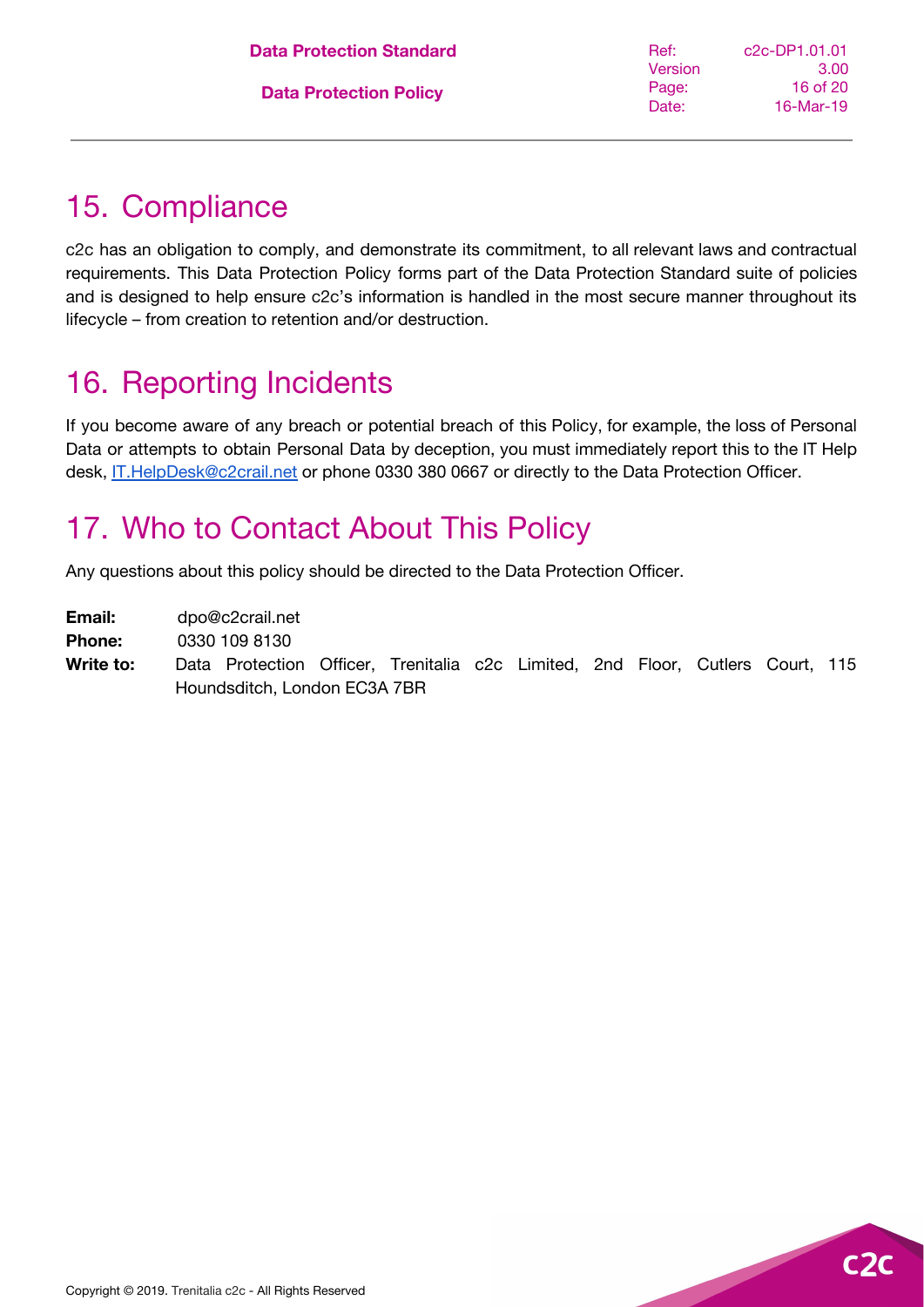## 15. Compliance

c2c has an obligation to comply, and demonstrate its commitment, to all relevant laws and contractual requirements. This Data Protection Policy forms part of the Data Protection Standard suite of policies and is designed to help ensure c2c's information is handled in the most secure manner throughout its lifecycle – from creation to retention and/or destruction.

## 16. Reporting Incidents

If you become aware of any breach or potential breach of this Policy, for example, the loss of Personal Data or attempts to obtain Personal Data by deception, you must immediately report this to the IT Help desk, IT.HelpDesk@c2crail.net or phone 0330 380 0667 or directly to the Data Protection Officer.

## 17. Who to Contact About This Policy

Any questions about this policy should be directed to the Data Protection Officer.

**Email:** dpo@c2crail.net
**Phone:** 0330 109 8130
**Write to:** Data Protection Officer, Trenitalia c2c Limited, 2nd Floor, Cutlers Court, 115 Houndsditch, London EC3A 7BR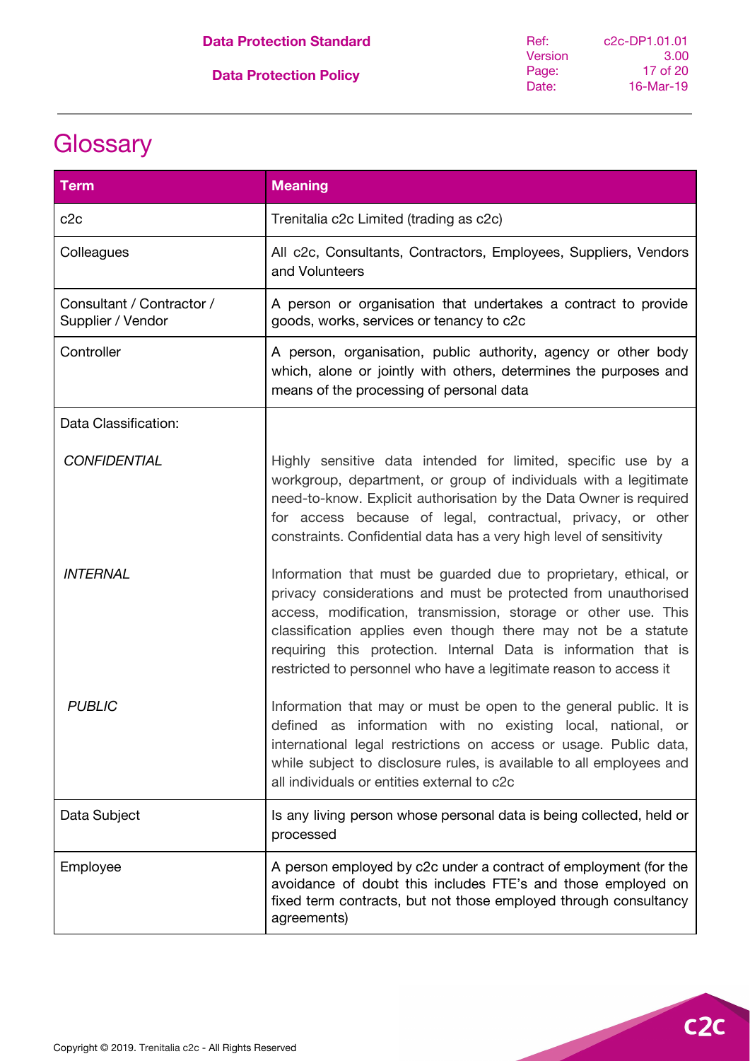# Glossary

| Term | Meaning |
|---|---|
| c2c | Trenitalia c2c Limited (trading as c2c) |
| Colleagues | All c2c, Consultants, Contractors, Employees, Suppliers, Vendors and Volunteers |
| Consultant / Contractor / Supplier / Vendor | A person or organisation that undertakes a contract to provide goods, works, services or tenancy to c2c |
| Controller | A person, organisation, public authority, agency or other body which, alone or jointly with others, determines the purposes and means of the processing of personal data |
| Data Classification: | |
| *CONFIDENTIAL* | Highly sensitive data intended for limited, specific use by a workgroup, department, or group of individuals with a legitimate need-to-know. Explicit authorisation by the Data Owner is required for access because of legal, contractual, privacy, or other constraints. Confidential data has a very high level of sensitivity |
| *INTERNAL* | Information that must be guarded due to proprietary, ethical, or privacy considerations and must be protected from unauthorised access, modification, transmission, storage or other use. This classification applies even though there may not be a statute requiring this protection. Internal Data is information that is restricted to personnel who have a legitimate reason to access it |
| *PUBLIC* | Information that may or must be open to the general public. It is defined as information with no existing local, national, or international legal restrictions on access or usage. Public data, while subject to disclosure rules, is available to all employees and all individuals or entities external to c2c |
| Data Subject | Is any living person whose personal data is being collected, held or processed |
| Employee | A person employed by c2c under a contract of employment (for the avoidance of doubt this includes FTE's and those employed on fixed term contracts, but not those employed through consultancy agreements) |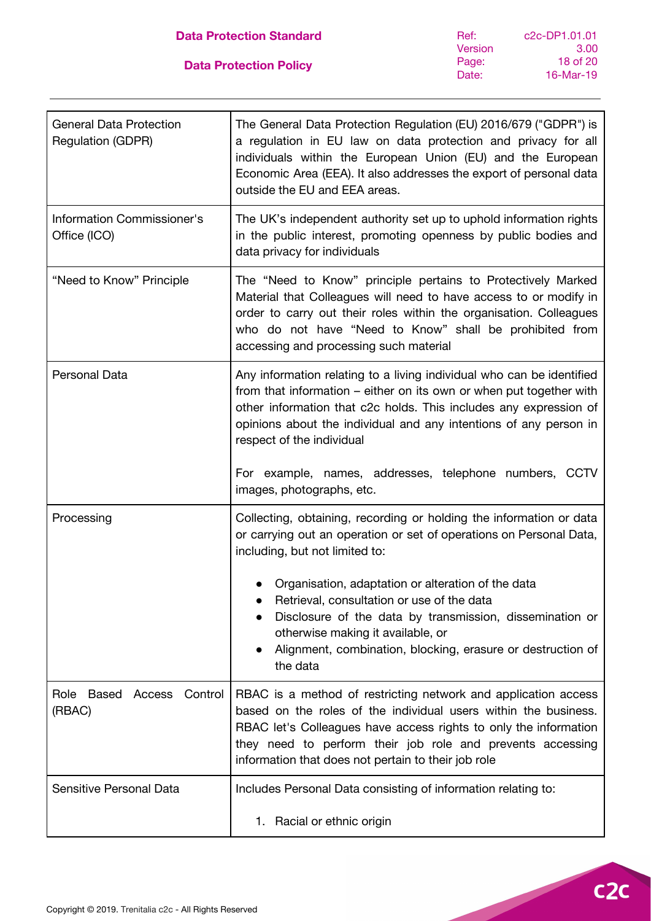| | |
|---|---|
| General Data Protection Regulation (GDPR) | The General Data Protection Regulation (EU) 2016/679 ("GDPR") is a regulation in EU law on data protection and privacy for all individuals within the European Union (EU) and the European Economic Area (EEA). It also addresses the export of personal data outside the EU and EEA areas. |
| Information Commissioner's Office (ICO) | The UK's independent authority set up to uphold information rights in the public interest, promoting openness by public bodies and data privacy for individuals |
| "Need to Know" Principle | The "Need to Know" principle pertains to Protectively Marked Material that Colleagues will need to have access to or modify in order to carry out their roles within the organisation. Colleagues who do not have "Need to Know" shall be prohibited from accessing and processing such material |
| Personal Data | Any information relating to a living individual who can be identified from that information – either on its own or when put together with other information that c2c holds. This includes any expression of opinions about the individual and any intentions of any person in respect of the individual<br><br>For example, names, addresses, telephone numbers, CCTV images, photographs, etc. |
| Processing | Collecting, obtaining, recording or holding the information or data or carrying out an operation or set of operations on Personal Data, including, but not limited to:<br><br>• Organisation, adaptation or alteration of the data<br>• Retrieval, consultation or use of the data<br>• Disclosure of the data by transmission, dissemination or otherwise making it available, or<br>• Alignment, combination, blocking, erasure or destruction of the data |
| Role Based Access Control (RBAC) | RBAC is a method of restricting network and application access based on the roles of the individual users within the business. RBAC let's Colleagues have access rights to only the information they need to perform their job role and prevents accessing information that does not pertain to their job role |
| Sensitive Personal Data | Includes Personal Data consisting of information relating to:<br><br>1. Racial or ethnic origin |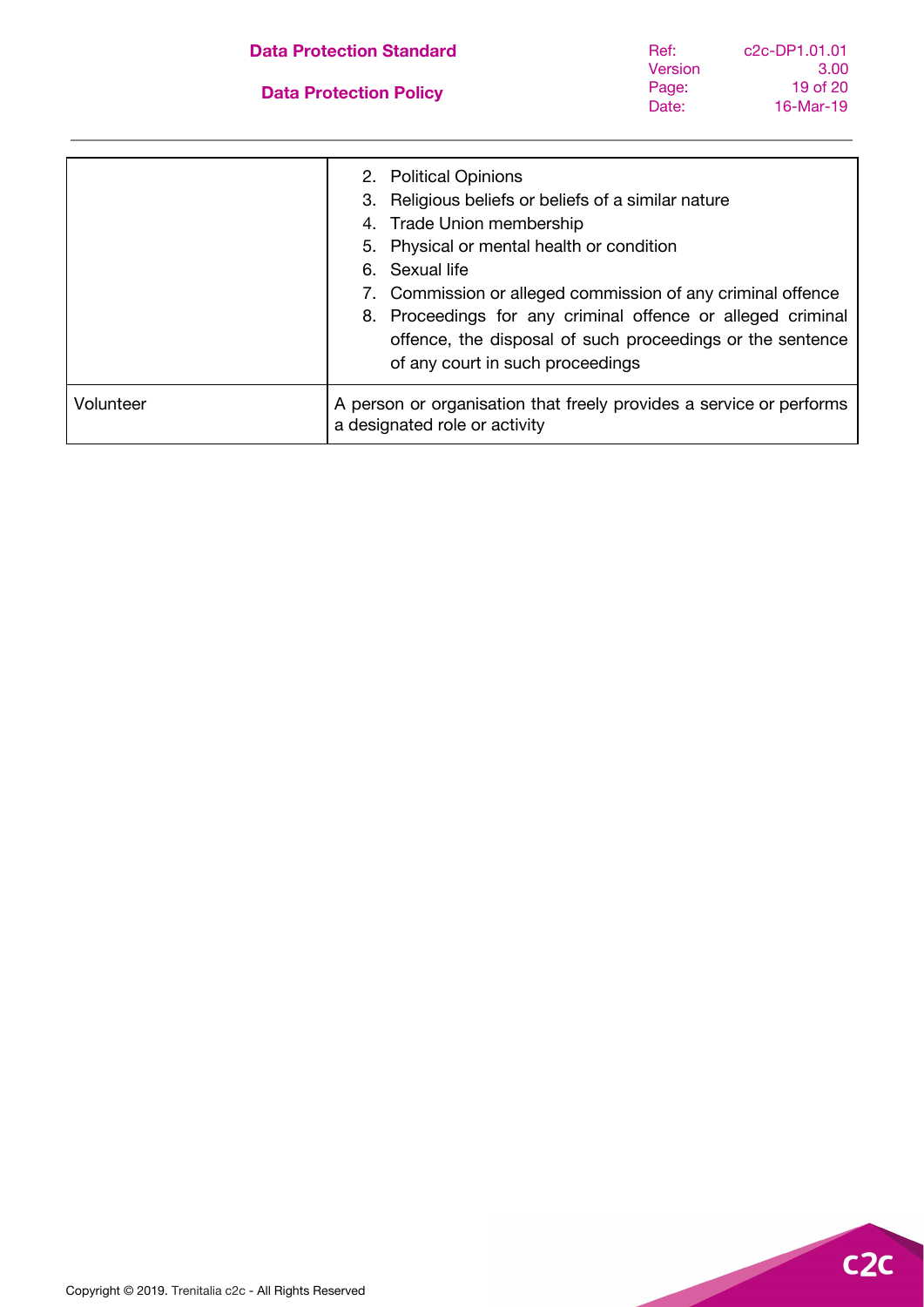| | |
|---|---|
| | 2. Political Opinions<br>3. Religious beliefs or beliefs of a similar nature<br>4. Trade Union membership<br>5. Physical or mental health or condition<br>6. Sexual life<br>7. Commission or alleged commission of any criminal offence<br>8. Proceedings for any criminal offence or alleged criminal offence, the disposal of such proceedings or the sentence of any court in such proceedings |
| Volunteer | A person or organisation that freely provides a service or performs a designated role or activity |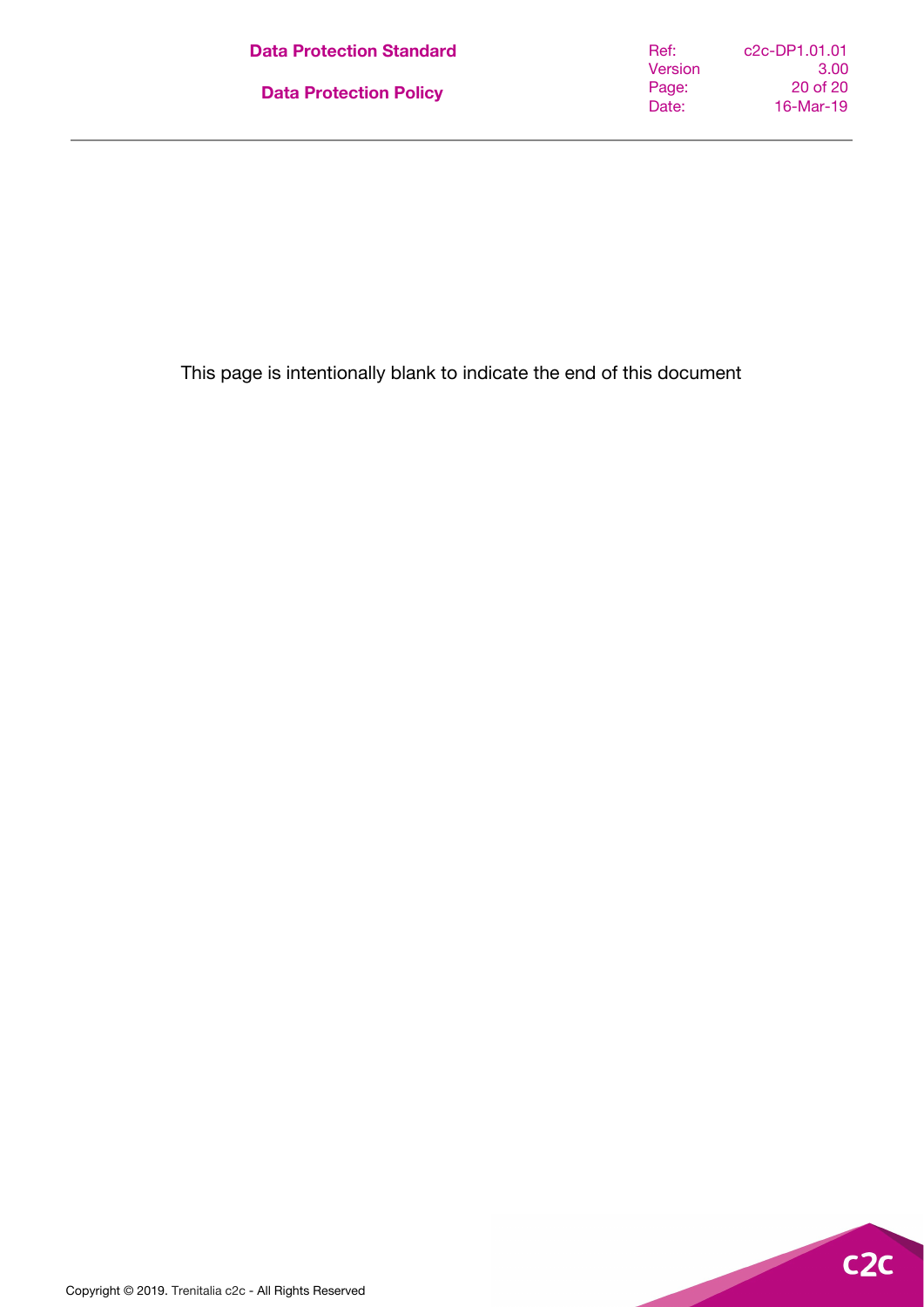This page is intentionally blank to indicate the end of this document